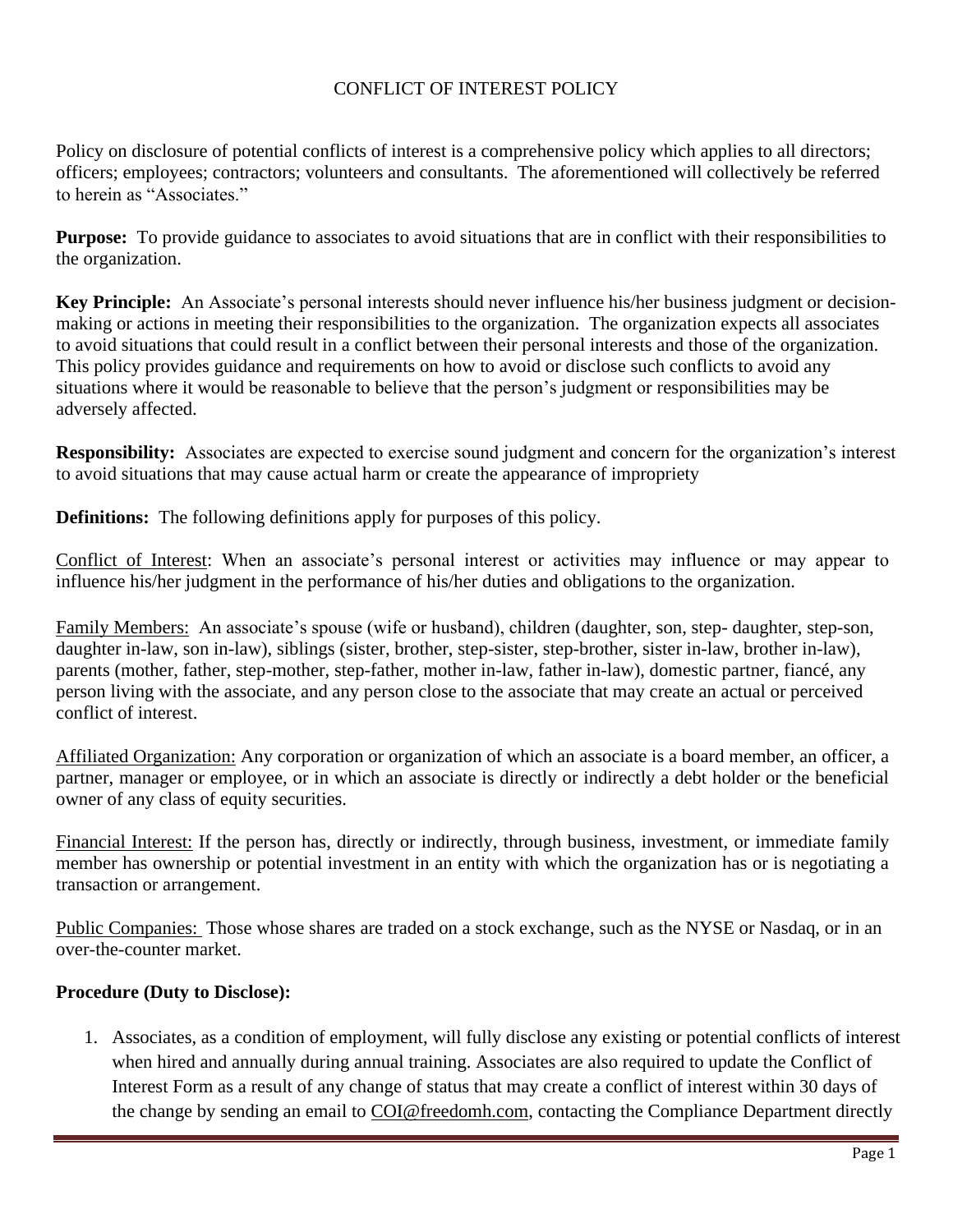# CONFLICT OF INTEREST POLICY

Policy on disclosure of potential conflicts of interest is a comprehensive policy which applies to all directors; officers; employees; contractors; volunteers and consultants. The aforementioned will collectively be referred to herein as "Associates."

**Purpose:** To provide guidance to associates to avoid situations that are in conflict with their responsibilities to the organization.

**Key Principle:** An Associate's personal interests should never influence his/her business judgment or decision-making or actions in meeting their responsibilities to the organization. The organization expects all associates to avoid situations that could result in a conflict between their personal interests and those of the organization. This policy provides guidance and requirements on how to avoid or disclose such conflicts to avoid any situations where it would be reasonable to believe that the person's judgment or responsibilities may be adversely affected.

**Responsibility:** Associates are expected to exercise sound judgment and concern for the organization's interest to avoid situations that may cause actual harm or create the appearance of impropriety

**Definitions:** The following definitions apply for purposes of this policy.

Conflict of Interest: When an associate's personal interest or activities may influence or may appear to influence his/her judgment in the performance of his/her duties and obligations to the organization.

Family Members: An associate's spouse (wife or husband), children (daughter, son, step- daughter, step-son, daughter in-law, son in-law), siblings (sister, brother, step-sister, step-brother, sister in-law, brother in-law), parents (mother, father, step-mother, step-father, mother in-law, father in-law), domestic partner, fiancé, any person living with the associate, and any person close to the associate that may create an actual or perceived conflict of interest.

Affiliated Organization: Any corporation or organization of which an associate is a board member, an officer, a partner, manager or employee, or in which an associate is directly or indirectly a debt holder or the beneficial owner of any class of equity securities.

Financial Interest: If the person has, directly or indirectly, through business, investment, or immediate family member has ownership or potential investment in an entity with which the organization has or is negotiating a transaction or arrangement.

Public Companies: Those whose shares are traded on a stock exchange, such as the NYSE or Nasdaq, or in an over-the-counter market.

**Procedure (Duty to Disclose):**

1. Associates, as a condition of employment, will fully disclose any existing or potential conflicts of interest when hired and annually during annual training. Associates are also required to update the Conflict of Interest Form as a result of any change of status that may create a conflict of interest within 30 days of the change by sending an email to COI@freedomh.com, contacting the Compliance Department directly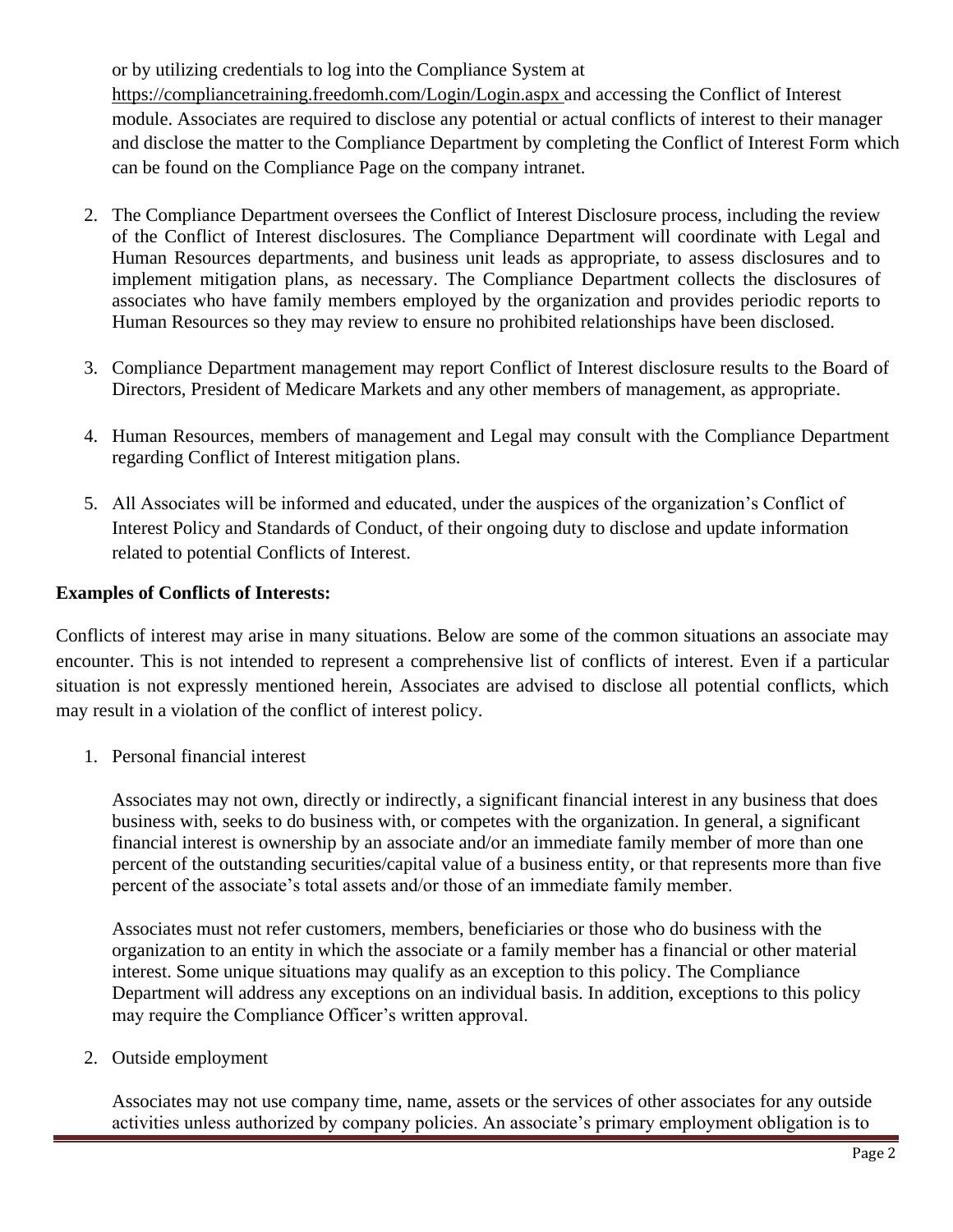or by utilizing credentials to log into the Compliance System at https://compliancetraining.freedomh.com/Login/Login.aspx and accessing the Conflict of Interest module. Associates are required to disclose any potential or actual conflicts of interest to their manager and disclose the matter to the Compliance Department by completing the Conflict of Interest Form which can be found on the Compliance Page on the company intranet.

2. The Compliance Department oversees the Conflict of Interest Disclosure process, including the review of the Conflict of Interest disclosures. The Compliance Department will coordinate with Legal and Human Resources departments, and business unit leads as appropriate, to assess disclosures and to implement mitigation plans, as necessary. The Compliance Department collects the disclosures of associates who have family members employed by the organization and provides periodic reports to Human Resources so they may review to ensure no prohibited relationships have been disclosed.

3. Compliance Department management may report Conflict of Interest disclosure results to the Board of Directors, President of Medicare Markets and any other members of management, as appropriate.

4. Human Resources, members of management and Legal may consult with the Compliance Department regarding Conflict of Interest mitigation plans.

5. All Associates will be informed and educated, under the auspices of the organization's Conflict of Interest Policy and Standards of Conduct, of their ongoing duty to disclose and update information related to potential Conflicts of Interest.

**Examples of Conflicts of Interests:**

Conflicts of interest may arise in many situations. Below are some of the common situations an associate may encounter. This is not intended to represent a comprehensive list of conflicts of interest. Even if a particular situation is not expressly mentioned herein, Associates are advised to disclose all potential conflicts, which may result in a violation of the conflict of interest policy.

1. Personal financial interest

   Associates may not own, directly or indirectly, a significant financial interest in any business that does business with, seeks to do business with, or competes with the organization. In general, a significant financial interest is ownership by an associate and/or an immediate family member of more than one percent of the outstanding securities/capital value of a business entity, or that represents more than five percent of the associate's total assets and/or those of an immediate family member.

   Associates must not refer customers, members, beneficiaries or those who do business with the organization to an entity in which the associate or a family member has a financial or other material interest. Some unique situations may qualify as an exception to this policy. The Compliance Department will address any exceptions on an individual basis. In addition, exceptions to this policy may require the Compliance Officer's written approval.

2. Outside employment

   Associates may not use company time, name, assets or the services of other associates for any outside activities unless authorized by company policies. An associate's primary employment obligation is to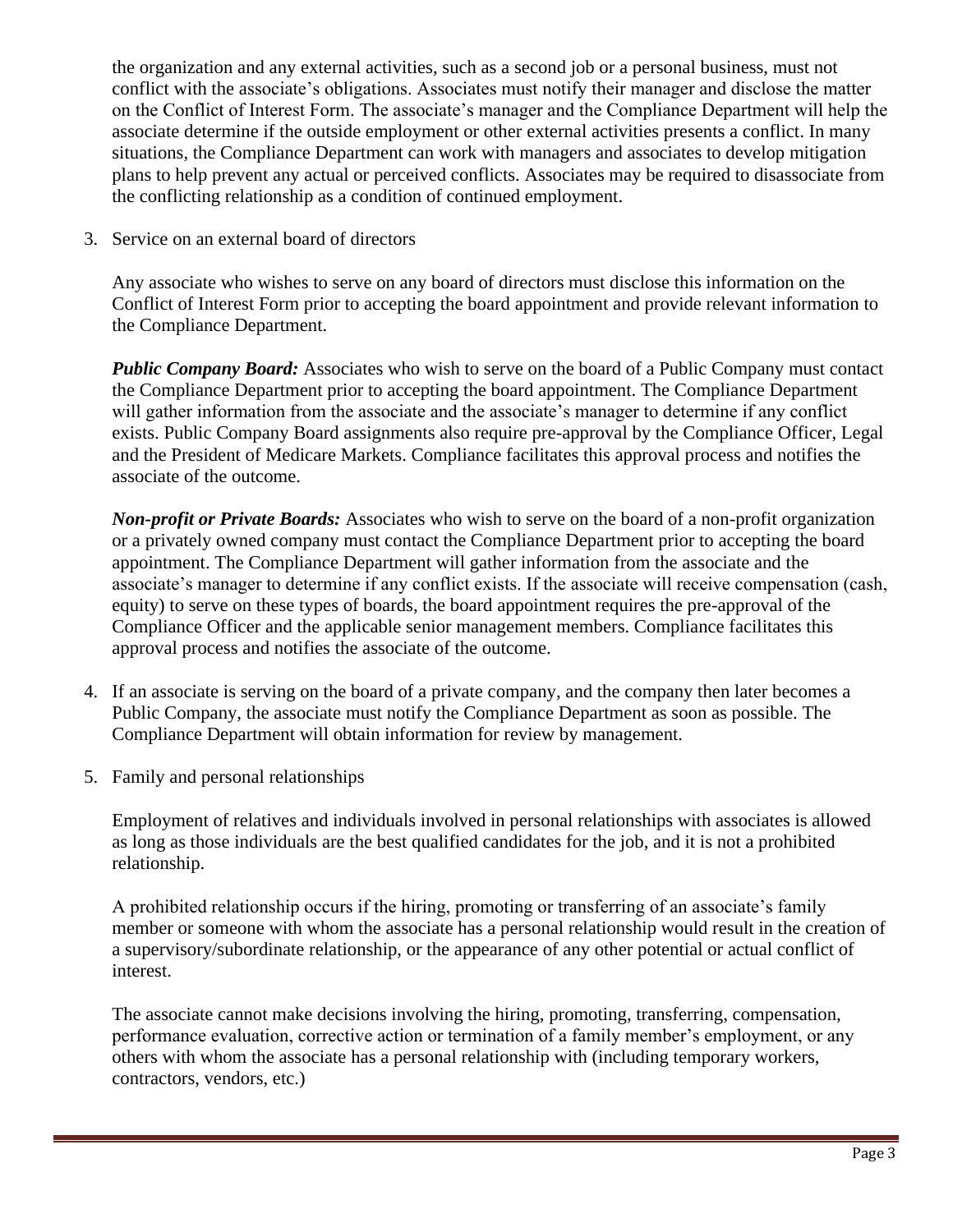the organization and any external activities, such as a second job or a personal business, must not conflict with the associate's obligations. Associates must notify their manager and disclose the matter on the Conflict of Interest Form. The associate's manager and the Compliance Department will help the associate determine if the outside employment or other external activities presents a conflict. In many situations, the Compliance Department can work with managers and associates to develop mitigation plans to help prevent any actual or perceived conflicts. Associates may be required to disassociate from the conflicting relationship as a condition of continued employment.

3. Service on an external board of directors

   Any associate who wishes to serve on any board of directors must disclose this information on the Conflict of Interest Form prior to accepting the board appointment and provide relevant information to the Compliance Department.

   ***Public Company Board:*** Associates who wish to serve on the board of a Public Company must contact the Compliance Department prior to accepting the board appointment. The Compliance Department will gather information from the associate and the associate's manager to determine if any conflict exists. Public Company Board assignments also require pre-approval by the Compliance Officer, Legal and the President of Medicare Markets. Compliance facilitates this approval process and notifies the associate of the outcome.

   ***Non-profit or Private Boards:*** Associates who wish to serve on the board of a non-profit organization or a privately owned company must contact the Compliance Department prior to accepting the board appointment. The Compliance Department will gather information from the associate and the associate's manager to determine if any conflict exists. If the associate will receive compensation (cash, equity) to serve on these types of boards, the board appointment requires the pre-approval of the Compliance Officer and the applicable senior management members. Compliance facilitates this approval process and notifies the associate of the outcome.

4. If an associate is serving on the board of a private company, and the company then later becomes a Public Company, the associate must notify the Compliance Department as soon as possible. The Compliance Department will obtain information for review by management.

5. Family and personal relationships

   Employment of relatives and individuals involved in personal relationships with associates is allowed as long as those individuals are the best qualified candidates for the job, and it is not a prohibited relationship.

   A prohibited relationship occurs if the hiring, promoting or transferring of an associate's family member or someone with whom the associate has a personal relationship would result in the creation of a supervisory/subordinate relationship, or the appearance of any other potential or actual conflict of interest.

   The associate cannot make decisions involving the hiring, promoting, transferring, compensation, performance evaluation, corrective action or termination of a family member's employment, or any others with whom the associate has a personal relationship with (including temporary workers, contractors, vendors, etc.)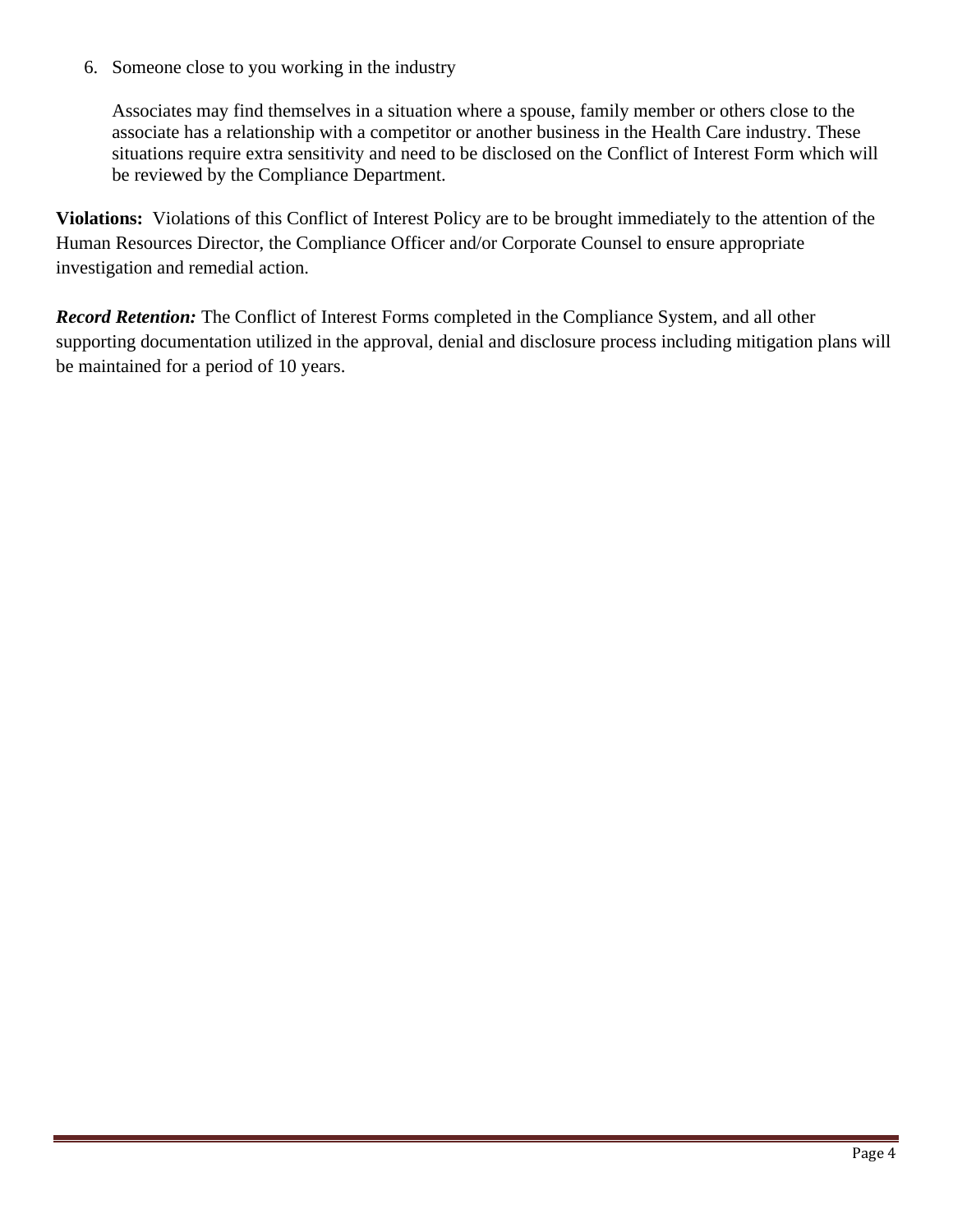6. Someone close to you working in the industry

   Associates may find themselves in a situation where a spouse, family member or others close to the associate has a relationship with a competitor or another business in the Health Care industry. These situations require extra sensitivity and need to be disclosed on the Conflict of Interest Form which will be reviewed by the Compliance Department.

**Violations:** Violations of this Conflict of Interest Policy are to be brought immediately to the attention of the Human Resources Director, the Compliance Officer and/or Corporate Counsel to ensure appropriate investigation and remedial action.

***Record Retention:*** The Conflict of Interest Forms completed in the Compliance System, and all other supporting documentation utilized in the approval, denial and disclosure process including mitigation plans will be maintained for a period of 10 years.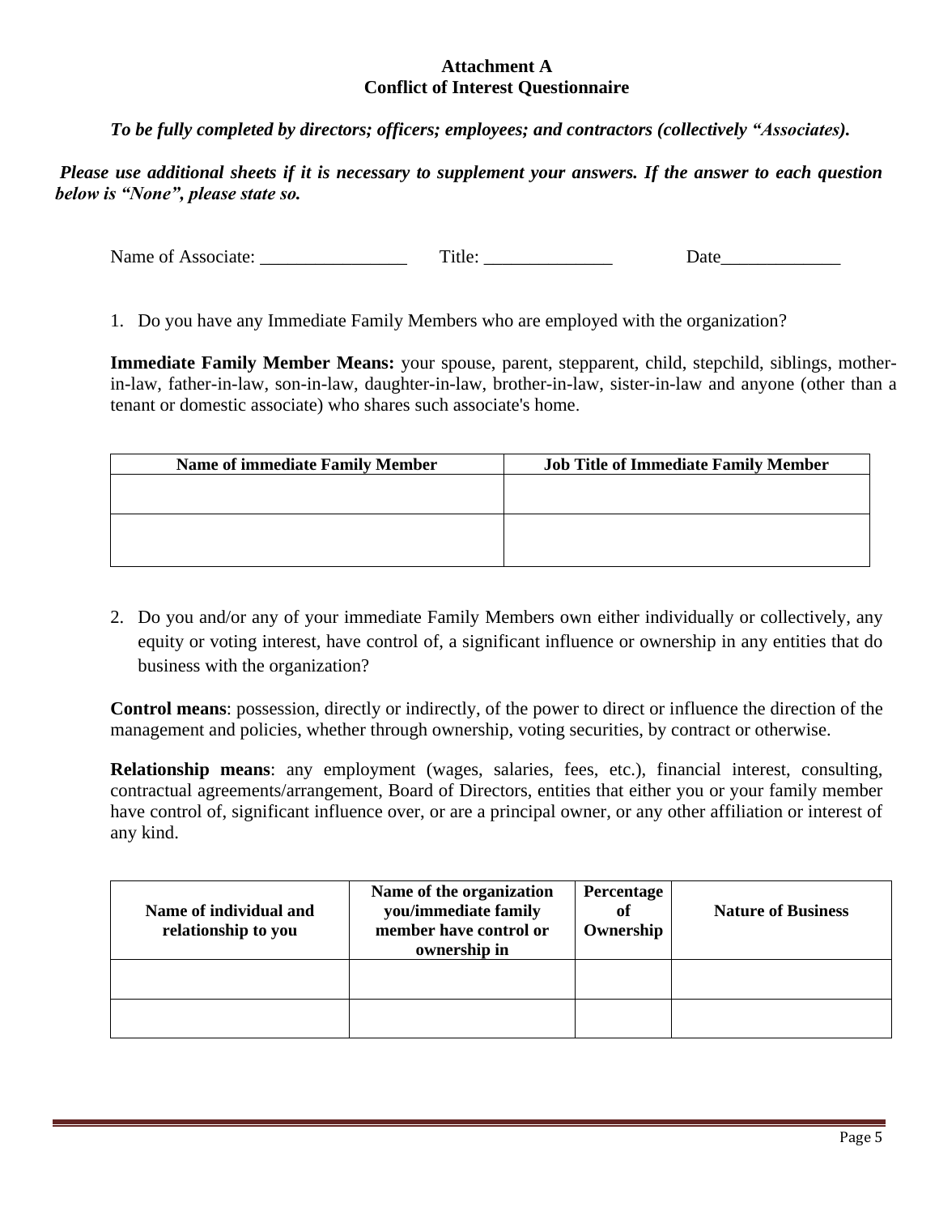**Attachment A**
**Conflict of Interest Questionnaire**

***To be fully completed by directors; officers; employees; and contractors (collectively "Associates).***

***Please use additional sheets if it is necessary to supplement your answers. If the answer to each question below is "None", please state so.***

Name of Associate: ________________ Title: ______________ Date_____________

1. Do you have any Immediate Family Members who are employed with the organization?

**Immediate Family Member Means:** your spouse, parent, stepparent, child, stepchild, siblings, mother-in-law, father-in-law, son-in-law, daughter-in-law, brother-in-law, sister-in-law and anyone (other than a tenant or domestic associate) who shares such associate's home.

| Name of immediate Family Member | Job Title of Immediate Family Member |
|---|---|
| | |
| | |

2. Do you and/or any of your immediate Family Members own either individually or collectively, any equity or voting interest, have control of, a significant influence or ownership in any entities that do business with the organization?

**Control means**: possession, directly or indirectly, of the power to direct or influence the direction of the management and policies, whether through ownership, voting securities, by contract or otherwise.

**Relationship means**: any employment (wages, salaries, fees, etc.), financial interest, consulting, contractual agreements/arrangement, Board of Directors, entities that either you or your family member have control of, significant influence over, or are a principal owner, or any other affiliation or interest of any kind.

| Name of individual and relationship to you | Name of the organization you/immediate family member have control or ownership in | Percentage of Ownership | Nature of Business |
|---|---|---|---|
| | | | |
| | | | |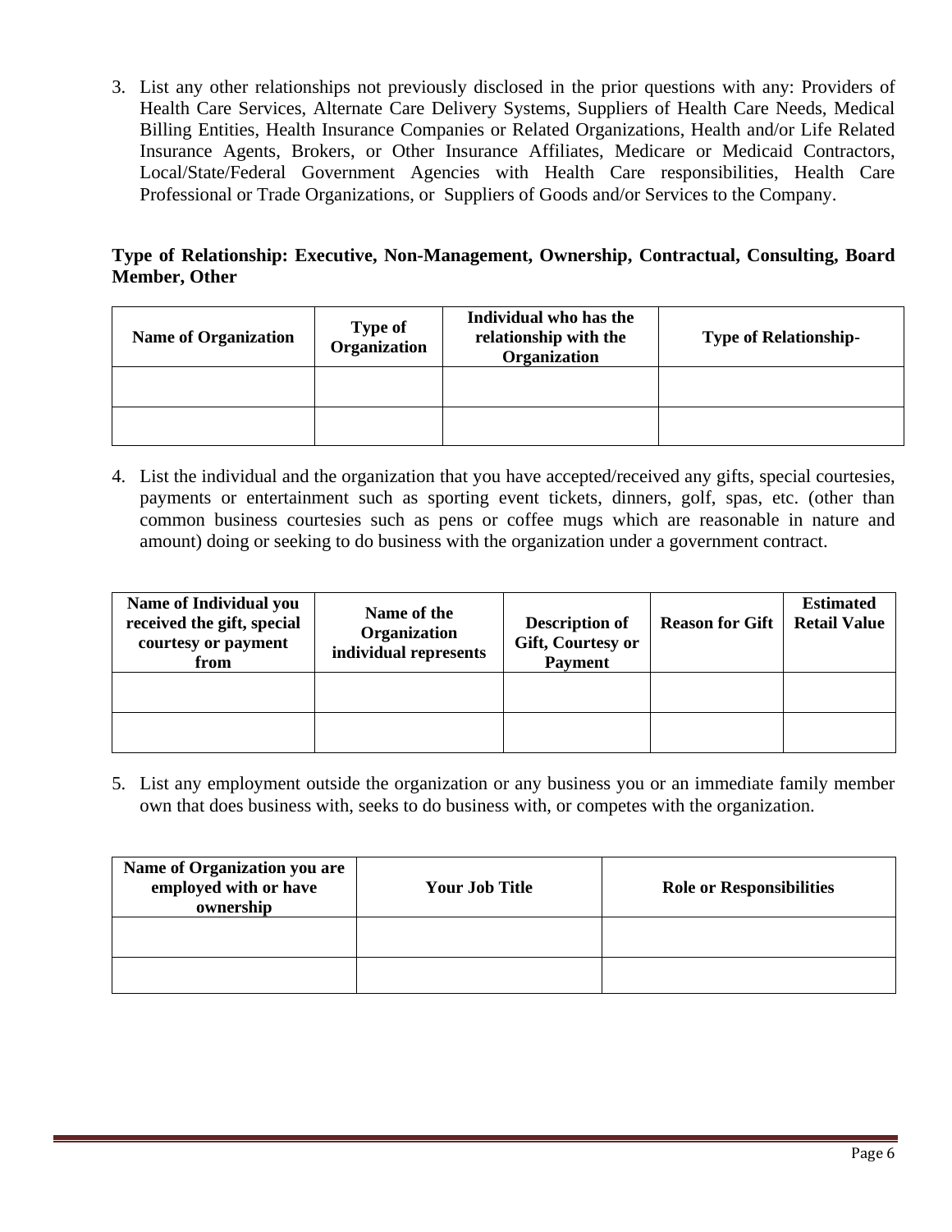3. List any other relationships not previously disclosed in the prior questions with any: Providers of Health Care Services, Alternate Care Delivery Systems, Suppliers of Health Care Needs, Medical Billing Entities, Health Insurance Companies or Related Organizations, Health and/or Life Related Insurance Agents, Brokers, or Other Insurance Affiliates, Medicare or Medicaid Contractors, Local/State/Federal Government Agencies with Health Care responsibilities, Health Care Professional or Trade Organizations, or Suppliers of Goods and/or Services to the Company.

**Type of Relationship: Executive, Non-Management, Ownership, Contractual, Consulting, Board Member, Other**

| Name of Organization | Type of Organization | Individual who has the relationship with the Organization | Type of Relationship- |
|---|---|---|---|
| | | | |
| | | | |

4. List the individual and the organization that you have accepted/received any gifts, special courtesies, payments or entertainment such as sporting event tickets, dinners, golf, spas, etc. (other than common business courtesies such as pens or coffee mugs which are reasonable in nature and amount) doing or seeking to do business with the organization under a government contract.

| Name of Individual you received the gift, special courtesy or payment from | Name of the Organization individual represents | Description of Gift, Courtesy or Payment | Reason for Gift | Estimated Retail Value |
|---|---|---|---|---|
| | | | | |
| | | | | |

5. List any employment outside the organization or any business you or an immediate family member own that does business with, seeks to do business with, or competes with the organization.

| Name of Organization you are employed with or have ownership | Your Job Title | Role or Responsibilities |
|---|---|---|
| | | |
| | | |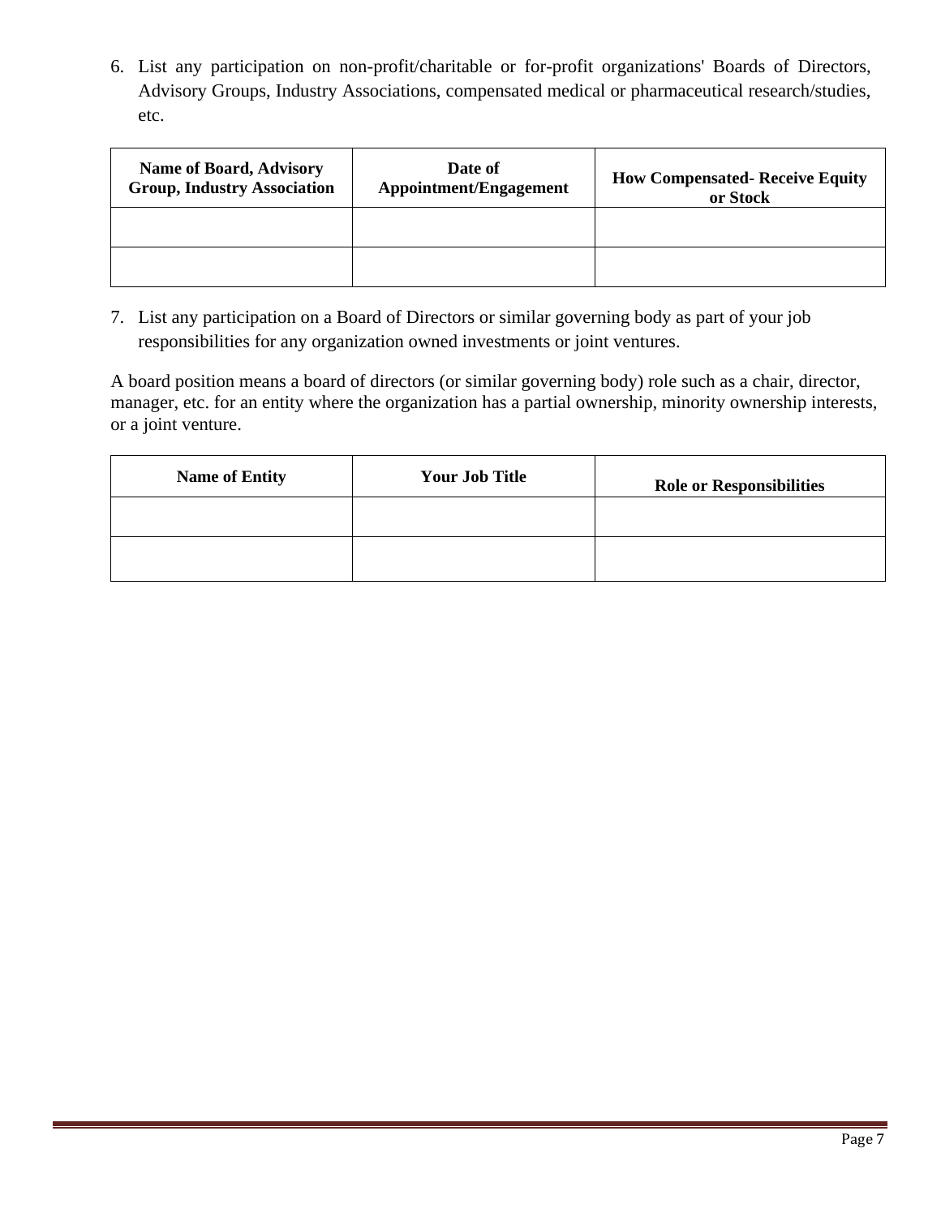6. List any participation on non-profit/charitable or for-profit organizations' Boards of Directors, Advisory Groups, Industry Associations, compensated medical or pharmaceutical research/studies, etc.

| Name of Board, Advisory Group, Industry Association | Date of Appointment/Engagement | How Compensated- Receive Equity or Stock |
|---|---|---|
| | | |
| | | |

7. List any participation on a Board of Directors or similar governing body as part of your job responsibilities for any organization owned investments or joint ventures.

A board position means a board of directors (or similar governing body) role such as a chair, director, manager, etc. for an entity where the organization has a partial ownership, minority ownership interests, or a joint venture.

| Name of Entity | Your Job Title | Role or Responsibilities |
|---|---|---|
| | | |
| | | |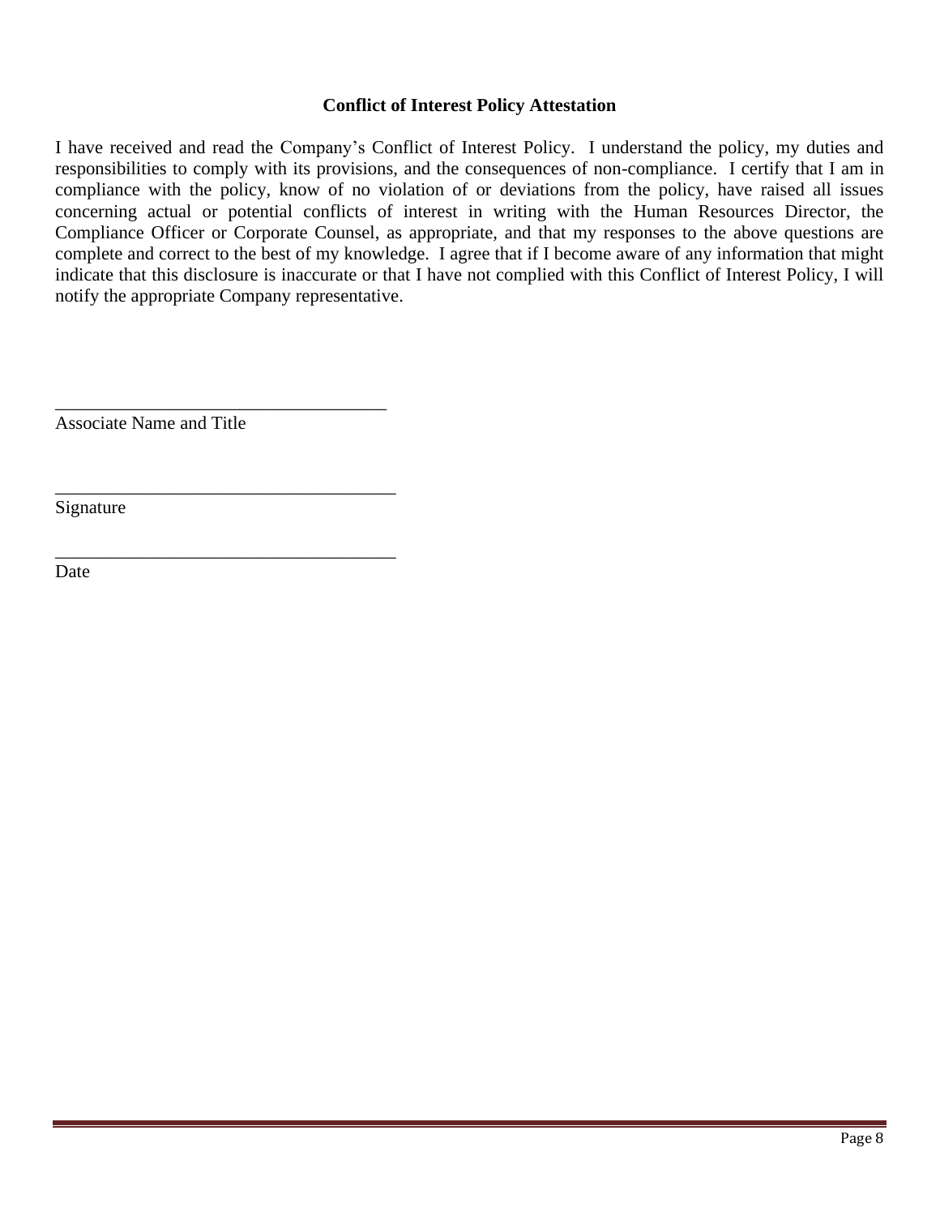**Conflict of Interest Policy Attestation**

I have received and read the Company's Conflict of Interest Policy. I understand the policy, my duties and responsibilities to comply with its provisions, and the consequences of non-compliance. I certify that I am in compliance with the policy, know of no violation of or deviations from the policy, have raised all issues concerning actual or potential conflicts of interest in writing with the Human Resources Director, the Compliance Officer or Corporate Counsel, as appropriate, and that my responses to the above questions are complete and correct to the best of my knowledge. I agree that if I become aware of any information that might indicate that this disclosure is inaccurate or that I have not complied with this Conflict of Interest Policy, I will notify the appropriate Company representative.

_____________________________________
Associate Name and Title

______________________________________
Signature

______________________________________
Date